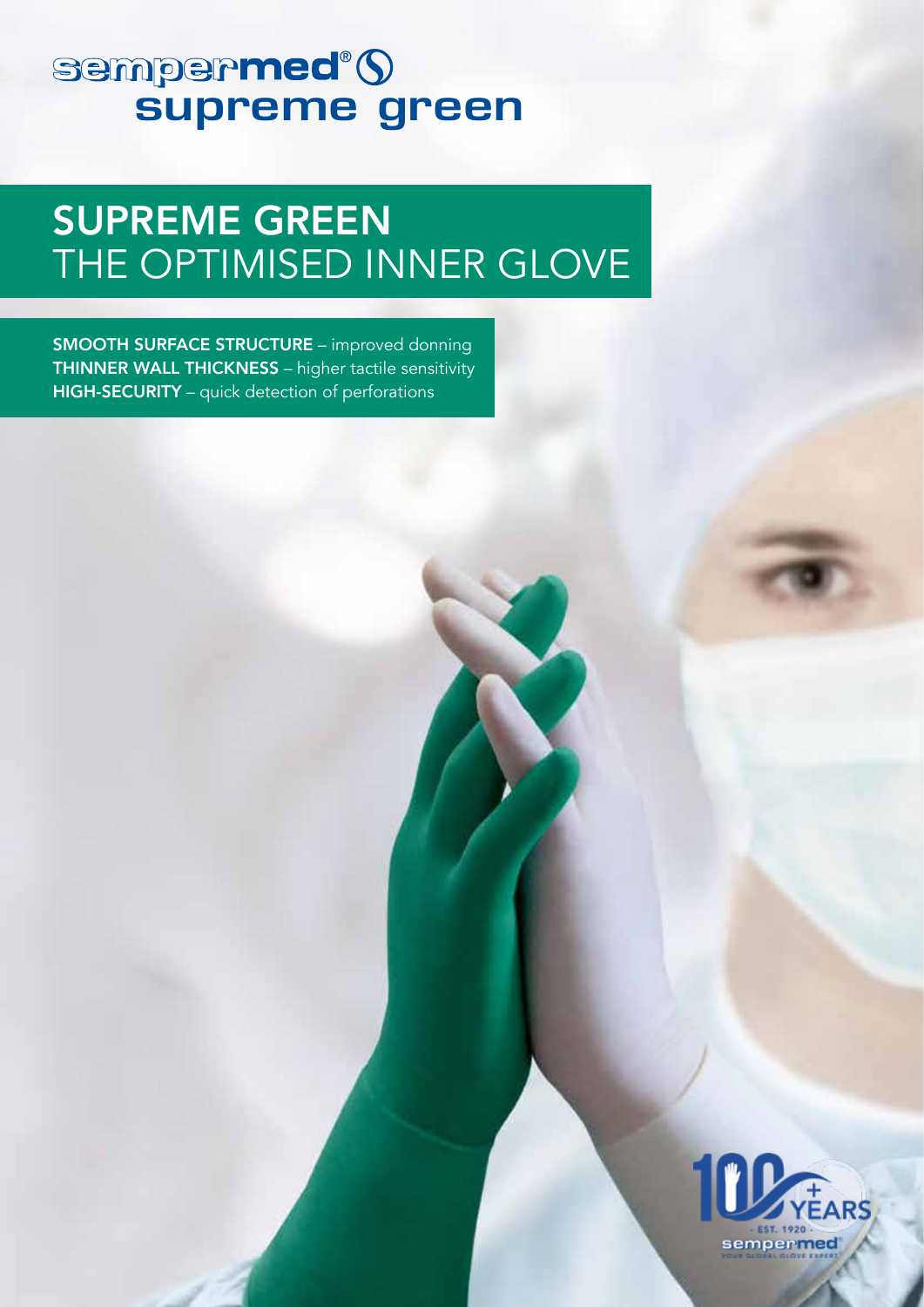# sempermed® supreme green

## SUPREME GREEN THE OPTIMISED INNER GLOVE

**SMOOTH SURFACE STRUCTURE** – improved donning
**THINNER WALL THICKNESS** – higher tactile sensitivity
**HIGH-SECURITY** – quick detection of perforations

100+ YEARS - EST. 1920 - sempermed YOUR GLOBAL GLOVE EXPERT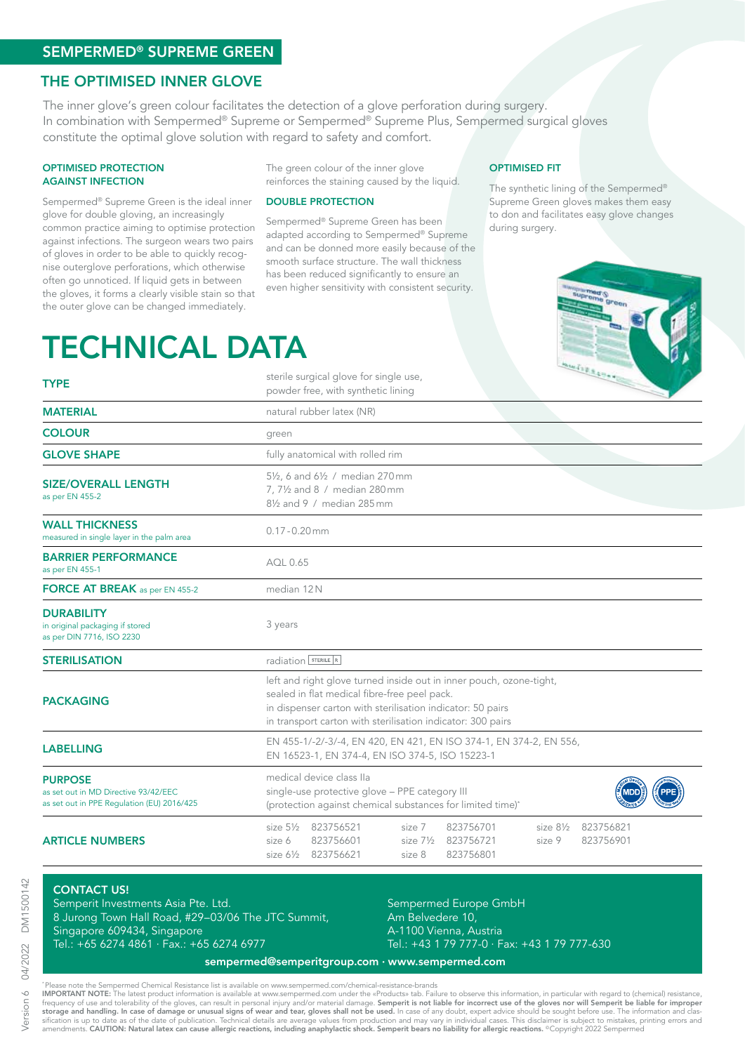# SEMPERMED® SUPREME GREEN

## THE OPTIMISED INNER GLOVE

The inner glove's green colour facilitates the detection of a glove perforation during surgery. In combination with Sempermed® Supreme or Sempermed® Supreme Plus, Sempermed surgical gloves constitute the optimal glove solution with regard to safety and comfort.

#### OPTIMISED PROTECTION AGAINST INFECTION

Sempermed® Supreme Green is the ideal inner glove for double gloving, an increasingly common practice aiming to optimise protection against infections. The surgeon wears two pairs of gloves in order to be able to quickly recognise outerglove perforations, which otherwise often go unnoticed. If liquid gets in between the gloves, it forms a clearly visible stain so that the outer glove can be changed immediately. The green colour of the inner glove reinforces the staining caused by the liquid.

#### DOUBLE PROTECTION

Sempermed® Supreme Green has been adapted according to Sempermed® Supreme and can be donned more easily because of the smooth surface structure. The wall thickness has been reduced significantly to ensure an even higher sensitivity with consistent security.

#### OPTIMISED FIT

The synthetic lining of the Sempermed® Supreme Green gloves makes them easy to don and facilitates easy glove changes during surgery.

# TECHNICAL DATA

| | |
|---|---|
| **TYPE** | sterile surgical glove for single use, powder free, with synthetic lining |
| **MATERIAL** | natural rubber latex (NR) |
| **COLOUR** | green |
| **GLOVE SHAPE** | fully anatomical with rolled rim |
| **SIZE/OVERALL LENGTH** as per EN 455-2 | 5½, 6 and 6½ / median 270 mm<br>7, 7½ and 8 / median 280 mm<br>8½ and 9 / median 285 mm |
| **WALL THICKNESS** measured in single layer in the palm area | 0.17 - 0.20 mm |
| **BARRIER PERFORMANCE** as per EN 455-1 | AQL 0.65 |
| **FORCE AT BREAK** as per EN 455-2 | median 12 N |
| **DURABILITY** in original packaging if stored as per DIN 7716, ISO 2230 | 3 years |
| **STERILISATION** | radiation STERILE R |
| **PACKAGING** | left and right glove turned inside out in inner pouch, ozone-tight, sealed in flat medical fibre-free peel pack.<br>in dispenser carton with sterilisation indicator: 50 pairs<br>in transport carton with sterilisation indicator: 300 pairs |
| **LABELLING** | EN 455-1/-2/-3/-4, EN 420, EN 421, EN ISO 374-1, EN 374-2, EN 556, EN 16523-1, EN 374-4, EN ISO 374-5, ISO 15223-1 |
| **PURPOSE** as set out in MD Directive 93/42/EEC as set out in PPE Regulation (EU) 2016/425 | medical device class IIa<br>single-use protective glove – PPE category III<br>(protection against chemical substances for limited time)* |
| **ARTICLE NUMBERS** | size 5½ 823756521 · size 6 823756601 · size 6½ 823756621 · size 7 823756701 · size 7½ 823756721 · size 8 823756801 · size 8½ 823756821 · size 9 823756901 |

#### CONTACT US!

Semperit Investments Asia Pte. Ltd.
8 Jurong Town Hall Road, #29–03/06 The JTC Summit,
Singapore 609434, Singapore
Tel.: +65 6274 4861 · Fax.: +65 6274 6977

Sempermed Europe GmbH
Am Belvedere 10,
A-1100 Vienna, Austria
Tel.: +43 1 79 777-0 · Fax: +43 1 79 777-630

**sempermed@semperitgroup.com · www.sempermed.com**

*Please note the Sempermed Chemical Resistance list is available on www.sempermed.com/chemical-resistance-brands

**IMPORTANT NOTE:** The latest product information is available at www.sempermed.com under the «Products» tab. Failure to observe this information, in particular with regard to (chemical) resistance, frequency of use and tolerability of the gloves, can result in personal injury and/or material damage. **Semperit is not liable for incorrect use of the gloves nor will Semperit be liable for improper storage and handling. In case of damage or unusual signs of wear and tear, gloves shall not be used.** In case of any doubt, expert advice should be sought before use. The information and classification is up to date as of the date of publication. Technical details are average values from production and may vary in individual cases. This disclaimer is subject to mistakes, printing errors and amendments. **CAUTION: Natural latex can cause allergic reactions, including anaphylactic shock. Semperit bears no liability for allergic reactions.** ©Copyright 2022 Sempermed

Version 6 04/2022 DM1500142